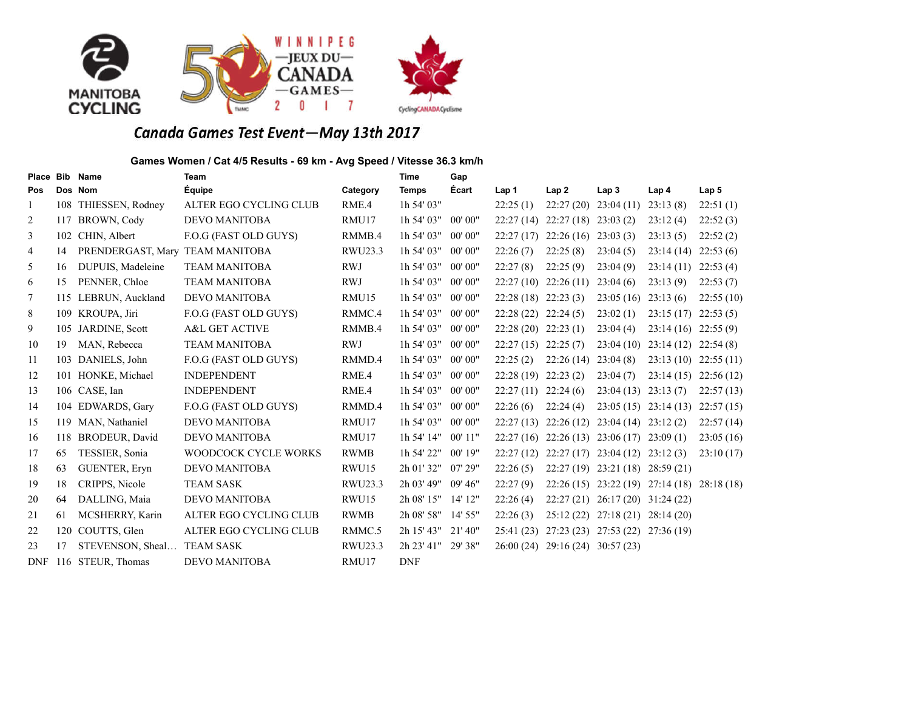MANITOBA CYCLING

WINNIPEG —JEUX DU— CANADA —GAMES— 2017

CyclingCANADACyclisme

## Canada Games Test Event—May 13th 2017

### Games Women / Cat 4/5 Results - 69 km - Avg Speed / Vitesse 36.3 km/h

| Place Pos | Bib Dos | Name Nom | Team Équipe | Category | Time Temps | Gap Écart | Lap 1 | Lap 2 | Lap 3 | Lap 4 | Lap 5 |
|---|---|---|---|---|---|---|---|---|---|---|---|
| 1 | 108 | THIESSEN, Rodney | ALTER EGO CYCLING CLUB | RME.4 | 1h 54' 03" | | 22:25 (1) | 22:27 (20) | 23:04 (11) | 23:13 (8) | 22:51 (1) |
| 2 | 117 | BROWN, Cody | DEVO MANITOBA | RMU17 | 1h 54' 03" | 00' 00" | 22:27 (14) | 22:27 (18) | 23:03 (2) | 23:12 (4) | 22:52 (3) |
| 3 | 102 | CHIN, Albert | F.O.G (FAST OLD GUYS) | RMMB.4 | 1h 54' 03" | 00' 00" | 22:27 (17) | 22:26 (16) | 23:03 (3) | 23:13 (5) | 22:52 (2) |
| 4 | 14 | PRENDERGAST, Mary | TEAM MANITOBA | RWU23.3 | 1h 54' 03" | 00' 00" | 22:26 (7) | 22:25 (8) | 23:04 (5) | 23:14 (14) | 22:53 (6) |
| 5 | 16 | DUPUIS, Madeleine | TEAM MANITOBA | RWJ | 1h 54' 03" | 00' 00" | 22:27 (8) | 22:25 (9) | 23:04 (9) | 23:14 (11) | 22:53 (4) |
| 6 | 15 | PENNER, Chloe | TEAM MANITOBA | RWJ | 1h 54' 03" | 00' 00" | 22:27 (10) | 22:26 (11) | 23:04 (6) | 23:13 (9) | 22:53 (7) |
| 7 | 115 | LEBRUN, Auckland | DEVO MANITOBA | RMU15 | 1h 54' 03" | 00' 00" | 22:28 (18) | 22:23 (3) | 23:05 (16) | 23:13 (6) | 22:55 (10) |
| 8 | 109 | KROUPA, Jiri | F.O.G (FAST OLD GUYS) | RMMC.4 | 1h 54' 03" | 00' 00" | 22:28 (22) | 22:24 (5) | 23:02 (1) | 23:15 (17) | 22:53 (5) |
| 9 | 105 | JARDINE, Scott | A&L GET ACTIVE | RMMB.4 | 1h 54' 03" | 00' 00" | 22:28 (20) | 22:23 (1) | 23:04 (4) | 23:14 (16) | 22:55 (9) |
| 10 | 19 | MAN, Rebecca | TEAM MANITOBA | RWJ | 1h 54' 03" | 00' 00" | 22:27 (15) | 22:25 (7) | 23:04 (10) | 23:14 (12) | 22:54 (8) |
| 11 | 103 | DANIELS, John | F.O.G (FAST OLD GUYS) | RMMD.4 | 1h 54' 03" | 00' 00" | 22:25 (2) | 22:26 (14) | 23:04 (8) | 23:13 (10) | 22:55 (11) |
| 12 | 101 | HONKE, Michael | INDEPENDENT | RME.4 | 1h 54' 03" | 00' 00" | 22:28 (19) | 22:23 (2) | 23:04 (7) | 23:14 (15) | 22:56 (12) |
| 13 | 106 | CASE, Ian | INDEPENDENT | RME.4 | 1h 54' 03" | 00' 00" | 22:27 (11) | 22:24 (6) | 23:04 (13) | 23:13 (7) | 22:57 (13) |
| 14 | 104 | EDWARDS, Gary | F.O.G (FAST OLD GUYS) | RMMD.4 | 1h 54' 03" | 00' 00" | 22:26 (6) | 22:24 (4) | 23:05 (15) | 23:14 (13) | 22:57 (15) |
| 15 | 119 | MAN, Nathaniel | DEVO MANITOBA | RMU17 | 1h 54' 03" | 00' 00" | 22:27 (13) | 22:26 (12) | 23:04 (14) | 23:12 (2) | 22:57 (14) |
| 16 | 118 | BRODEUR, David | DEVO MANITOBA | RMU17 | 1h 54' 14" | 00' 11" | 22:27 (16) | 22:26 (13) | 23:06 (17) | 23:09 (1) | 23:05 (16) |
| 17 | 65 | TESSIER, Sonia | WOODCOCK CYCLE WORKS | RWMB | 1h 54' 22" | 00' 19" | 22:27 (12) | 22:27 (17) | 23:04 (12) | 23:12 (3) | 23:10 (17) |
| 18 | 63 | GUENTER, Eryn | DEVO MANITOBA | RWU15 | 2h 01' 32" | 07' 29" | 22:26 (5) | 22:27 (19) | 23:21 (18) | 28:59 (21) | |
| 19 | 18 | CRIPPS, Nicole | TEAM SASK | RWU23.3 | 2h 03' 49" | 09' 46" | 22:27 (9) | 22:26 (15) | 23:22 (19) | 27:14 (18) | 28:18 (18) |
| 20 | 64 | DALLING, Maia | DEVO MANITOBA | RWU15 | 2h 08' 15" | 14' 12" | 22:26 (4) | 22:27 (21) | 26:17 (20) | 31:24 (22) | |
| 21 | 61 | MCSHERRY, Karin | ALTER EGO CYCLING CLUB | RWMB | 2h 08' 58" | 14' 55" | 22:26 (3) | 25:12 (22) | 27:18 (21) | 28:14 (20) | |
| 22 | 120 | COUTTS, Glen | ALTER EGO CYCLING CLUB | RMMC.5 | 2h 15' 43" | 21' 40" | 25:41 (23) | 27:23 (23) | 27:53 (22) | 27:36 (19) | |
| 23 | 17 | STEVENSON, Sheal… | TEAM SASK | RWU23.3 | 2h 23' 41" | 29' 38" | 26:00 (24) | 29:16 (24) | 30:57 (23) | | |
| DNF | 116 | STEUR, Thomas | DEVO MANITOBA | RMU17 | DNF | | | | | | |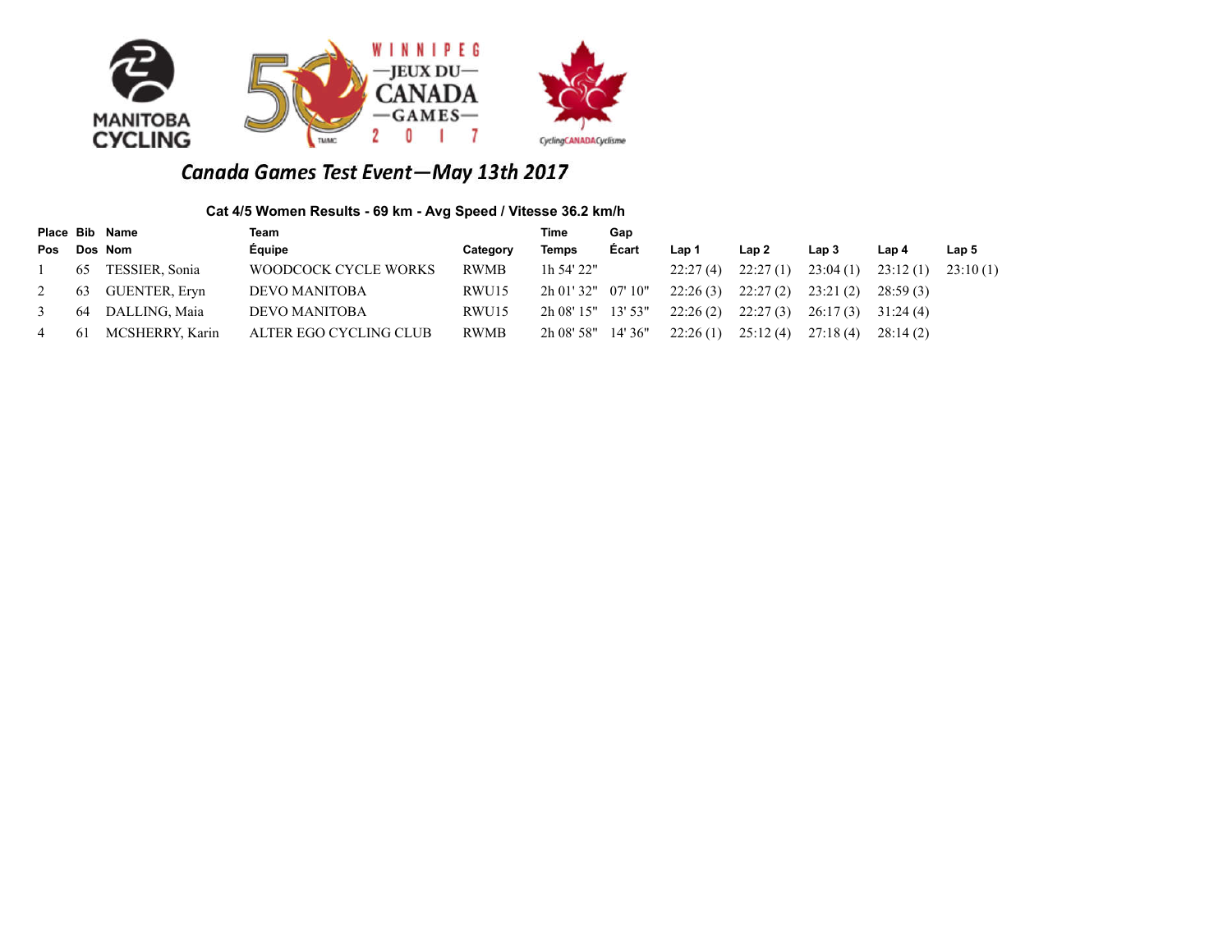# Canada Games Test Event—May 13th 2017

**Cat 4/5 Women Results - 69 km - Avg Speed / Vitesse 36.2 km/h**

| Place Pos | Bib Dos | Name Nom | Team Équipe | Category | Time Temps | Gap Écart | Lap 1 | Lap 2 | Lap 3 | Lap 4 | Lap 5 |
|---|---|---|---|---|---|---|---|---|---|---|---|
| 1 | 65 | TESSIER, Sonia | WOODCOCK CYCLE WORKS | RWMB | 1h 54' 22" | | 22:27 (4) | 22:27 (1) | 23:04 (1) | 23:12 (1) | 23:10 (1) |
| 2 | 63 | GUENTER, Eryn | DEVO MANITOBA | RWU15 | 2h 01' 32" | 07' 10" | 22:26 (3) | 22:27 (2) | 23:21 (2) | 28:59 (3) | |
| 3 | 64 | DALLING, Maia | DEVO MANITOBA | RWU15 | 2h 08' 15" | 13' 53" | 22:26 (2) | 22:27 (3) | 26:17 (3) | 31:24 (4) | |
| 4 | 61 | MCSHERRY, Karin | ALTER EGO CYCLING CLUB | RWMB | 2h 08' 58" | 14' 36" | 22:26 (1) | 25:12 (4) | 27:18 (4) | 28:14 (2) | |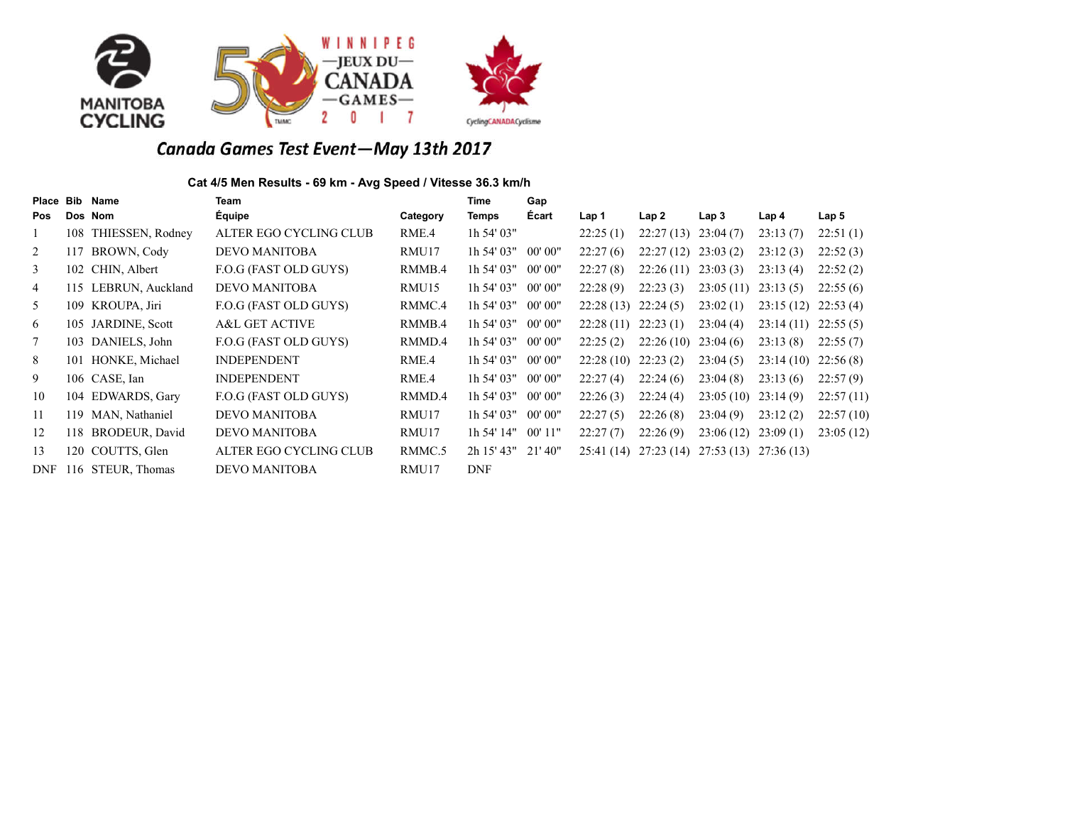# Canada Games Test Event—May 13th 2017

**Cat 4/5 Men Results - 69 km - Avg Speed / Vitesse 36.3 km/h**

| Place Pos | Bib Dos | Name Nom | Team Équipe | Category | Time Temps | Gap Écart | Lap 1 | Lap 2 | Lap 3 | Lap 4 | Lap 5 |
|---|---|---|---|---|---|---|---|---|---|---|---|
| 1 | 108 | THIESSEN, Rodney | ALTER EGO CYCLING CLUB | RME.4 | 1h 54' 03" | | 22:25 (1) | 22:27 (13) | 23:04 (7) | 23:13 (7) | 22:51 (1) |
| 2 | 117 | BROWN, Cody | DEVO MANITOBA | RMU17 | 1h 54' 03" | 00' 00" | 22:27 (6) | 22:27 (12) | 23:03 (2) | 23:12 (3) | 22:52 (3) |
| 3 | 102 | CHIN, Albert | F.O.G (FAST OLD GUYS) | RMMB.4 | 1h 54' 03" | 00' 00" | 22:27 (8) | 22:26 (11) | 23:03 (3) | 23:13 (4) | 22:52 (2) |
| 4 | 115 | LEBRUN, Auckland | DEVO MANITOBA | RMU15 | 1h 54' 03" | 00' 00" | 22:28 (9) | 22:23 (3) | 23:05 (11) | 23:13 (5) | 22:55 (6) |
| 5 | 109 | KROUPA, Jiri | F.O.G (FAST OLD GUYS) | RMMC.4 | 1h 54' 03" | 00' 00" | 22:28 (13) | 22:24 (5) | 23:02 (1) | 23:15 (12) | 22:53 (4) |
| 6 | 105 | JARDINE, Scott | A&L GET ACTIVE | RMMB.4 | 1h 54' 03" | 00' 00" | 22:28 (11) | 22:23 (1) | 23:04 (4) | 23:14 (11) | 22:55 (5) |
| 7 | 103 | DANIELS, John | F.O.G (FAST OLD GUYS) | RMMD.4 | 1h 54' 03" | 00' 00" | 22:25 (2) | 22:26 (10) | 23:04 (6) | 23:13 (8) | 22:55 (7) |
| 8 | 101 | HONKE, Michael | INDEPENDENT | RME.4 | 1h 54' 03" | 00' 00" | 22:28 (10) | 22:23 (2) | 23:04 (5) | 23:14 (10) | 22:56 (8) |
| 9 | 106 | CASE, Ian | INDEPENDENT | RME.4 | 1h 54' 03" | 00' 00" | 22:27 (4) | 22:24 (6) | 23:04 (8) | 23:13 (6) | 22:57 (9) |
| 10 | 104 | EDWARDS, Gary | F.O.G (FAST OLD GUYS) | RMMD.4 | 1h 54' 03" | 00' 00" | 22:26 (3) | 22:24 (4) | 23:05 (10) | 23:14 (9) | 22:57 (11) |
| 11 | 119 | MAN, Nathaniel | DEVO MANITOBA | RMU17 | 1h 54' 03" | 00' 00" | 22:27 (5) | 22:26 (8) | 23:04 (9) | 23:12 (2) | 22:57 (10) |
| 12 | 118 | BRODEUR, David | DEVO MANITOBA | RMU17 | 1h 54' 14" | 00' 11" | 22:27 (7) | 22:26 (9) | 23:06 (12) | 23:09 (1) | 23:05 (12) |
| 13 | 120 | COUTTS, Glen | ALTER EGO CYCLING CLUB | RMMC.5 | 2h 15' 43" | 21' 40" | 25:41 (14) | 27:23 (14) | 27:53 (13) | 27:36 (13) | |
| DNF | 116 | STEUR, Thomas | DEVO MANITOBA | RMU17 | DNF | | | | | | |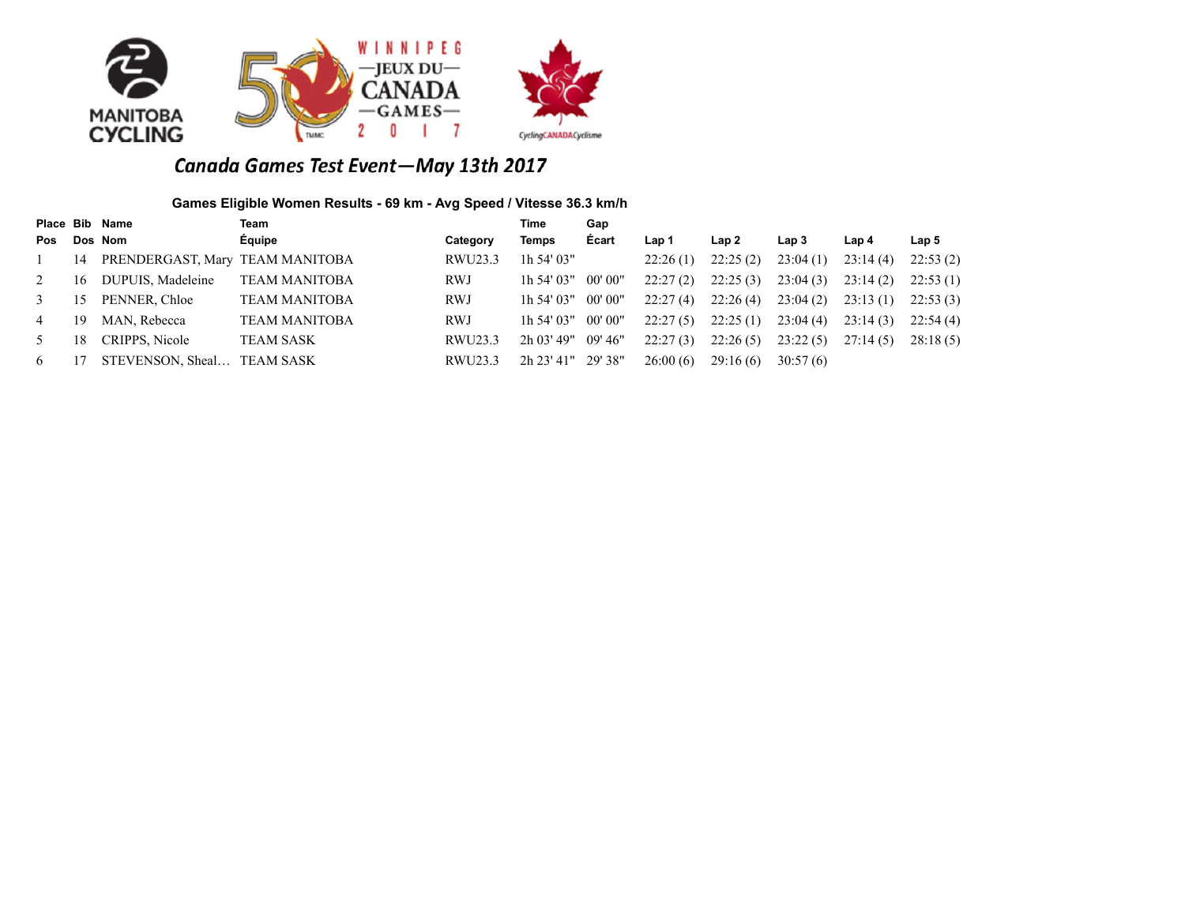MANITOBA CYCLING

WINNIPEG — JEUX DU — CANADA — GAMES — 2017

CyclingCANADACyclisme

## *Canada Games Test Event—May 13th 2017*

### Games Eligible Women Results - 69 km - Avg Speed / Vitesse 36.3 km/h

| Place<br>Pos | Bib<br>Dos | Name<br>Nom | Team<br>Équipe | Category | Time<br>Temps | Gap<br>Écart | Lap 1 | Lap 2 | Lap 3 | Lap 4 | Lap 5 |
|---|---|---|---|---|---|---|---|---|---|---|---|
| 1 | 14 | PRENDERGAST, Mary | TEAM MANITOBA | RWU23.3 | 1h 54' 03" | | 22:26 (1) | 22:25 (2) | 23:04 (1) | 23:14 (4) | 22:53 (2) |
| 2 | 16 | DUPUIS, Madeleine | TEAM MANITOBA | RWJ | 1h 54' 03" | 00' 00" | 22:27 (2) | 22:25 (3) | 23:04 (3) | 23:14 (2) | 22:53 (1) |
| 3 | 15 | PENNER, Chloe | TEAM MANITOBA | RWJ | 1h 54' 03" | 00' 00" | 22:27 (4) | 22:26 (4) | 23:04 (2) | 23:13 (1) | 22:53 (3) |
| 4 | 19 | MAN, Rebecca | TEAM MANITOBA | RWJ | 1h 54' 03" | 00' 00" | 22:27 (5) | 22:25 (1) | 23:04 (4) | 23:14 (3) | 22:54 (4) |
| 5 | 18 | CRIPPS, Nicole | TEAM SASK | RWU23.3 | 2h 03' 49" | 09' 46" | 22:27 (3) | 22:26 (5) | 23:22 (5) | 27:14 (5) | 28:18 (5) |
| 6 | 17 | STEVENSON, Sheal… | TEAM SASK | RWU23.3 | 2h 23' 41" | 29' 38" | 26:00 (6) | 29:16 (6) | 30:57 (6) | | |